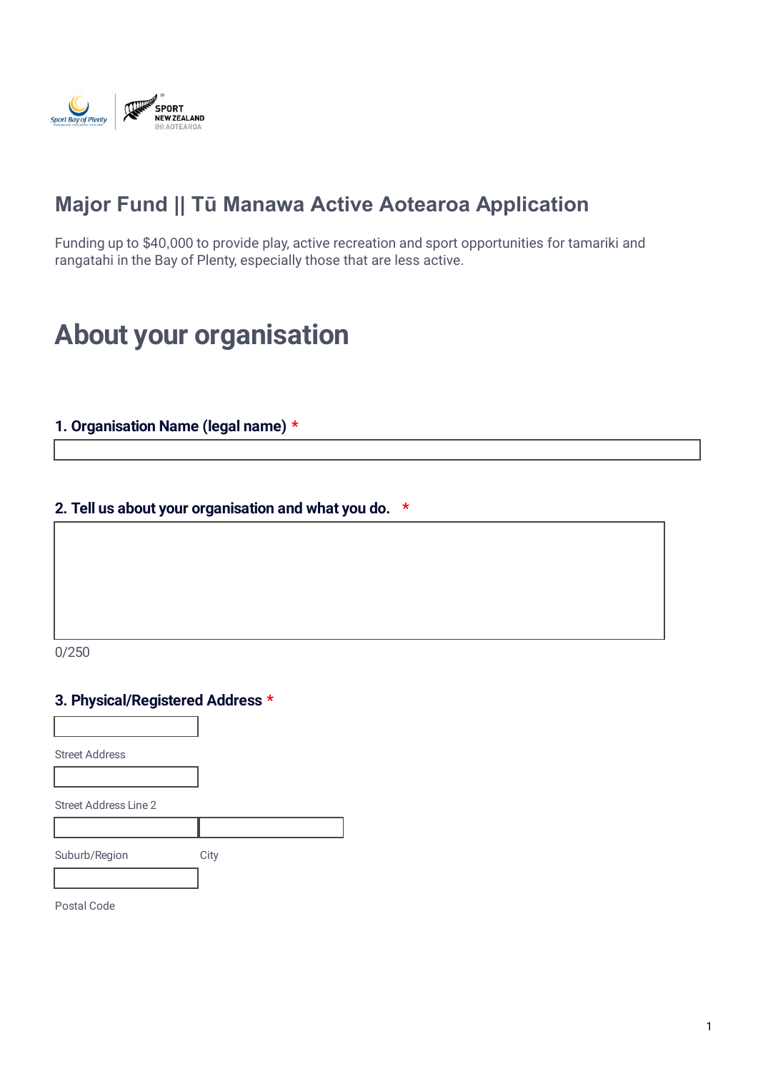# Major Fund || Tū Manawa Active Aotearoa Application

Funding up to $40,000 to provide play, active recreation and sport opportunities for tamariki and rangatahi in the Bay of Plenty, especially those that are less active.

## About your organisation

**1. Organisation Name (legal name)** *

**2. Tell us about your organisation and what you do.** *

0/250

**3. Physical/Registered Address** *

Street Address

Street Address Line 2

Suburb/Region

City

Postal Code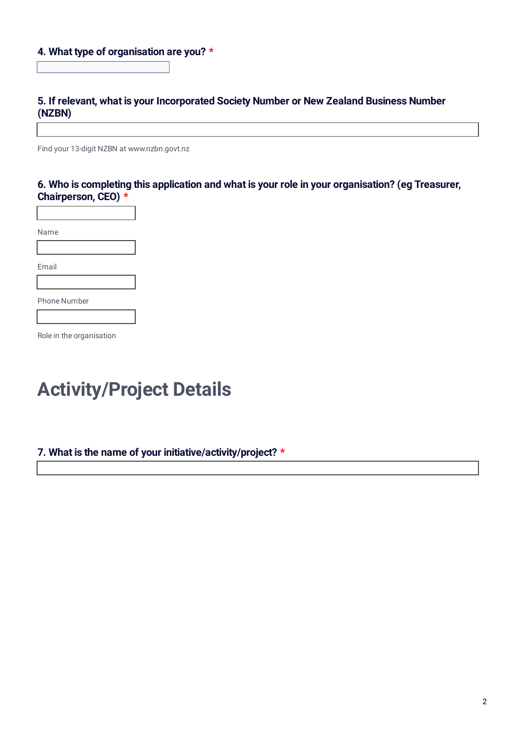**4. What type of organisation are you?** *

**5. If relevant, what is your Incorporated Society Number or New Zealand Business Number (NZBN)**

Find your 13-digit NZBN at www.nzbn.govt.nz

**6. Who is completing this application and what is your role in your organisation? (eg Treasurer, Chairperson, CEO)** *

Name

Email

Phone Number

Role in the organisation

# Activity/Project Details

**7. What is the name of your initiative/activity/project?** *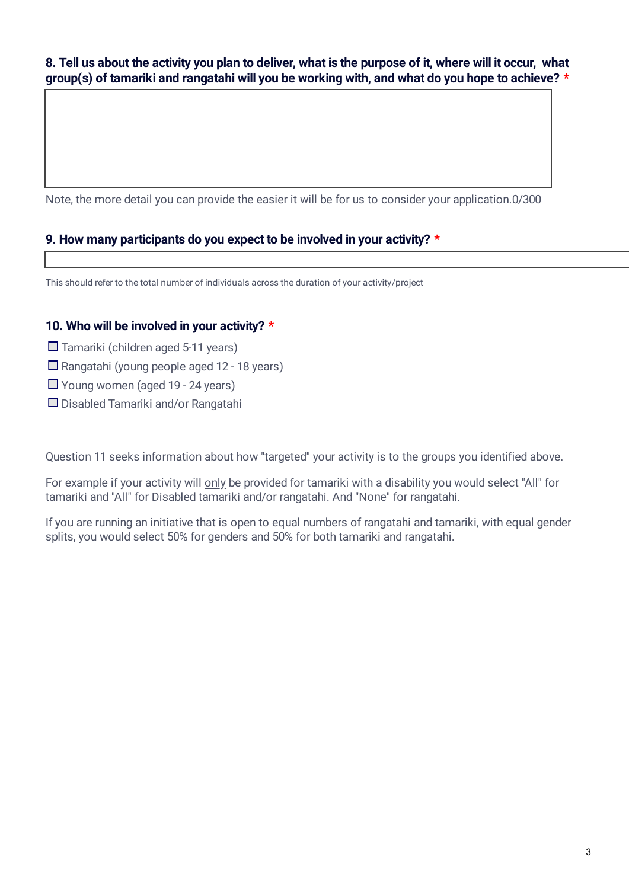**8. Tell us about the activity you plan to deliver, what is the purpose of it, where will it occur, what group(s) of tamariki and rangatahi will you be working with, and what do you hope to achieve? \***

Note, the more detail you can provide the easier it will be for us to consider your application.0/300

**9. How many participants do you expect to be involved in your activity? \***

This should refer to the total number of individuals across the duration of your activity/project

**10. Who will be involved in your activity? \***

- ☐ Tamariki (children aged 5-11 years)
- ☐ Rangatahi (young people aged 12 - 18 years)
- ☐ Young women (aged 19 - 24 years)
- ☐ Disabled Tamariki and/or Rangatahi

Question 11 seeks information about how "targeted" your activity is to the groups you identified above.

For example if your activity will only be provided for tamariki with a disability you would select "All" for tamariki and "All" for Disabled tamariki and/or rangatahi. And "None" for rangatahi.

If you are running an initiative that is open to equal numbers of rangatahi and tamariki, with equal gender splits, you would select 50% for genders and 50% for both tamariki and rangatahi.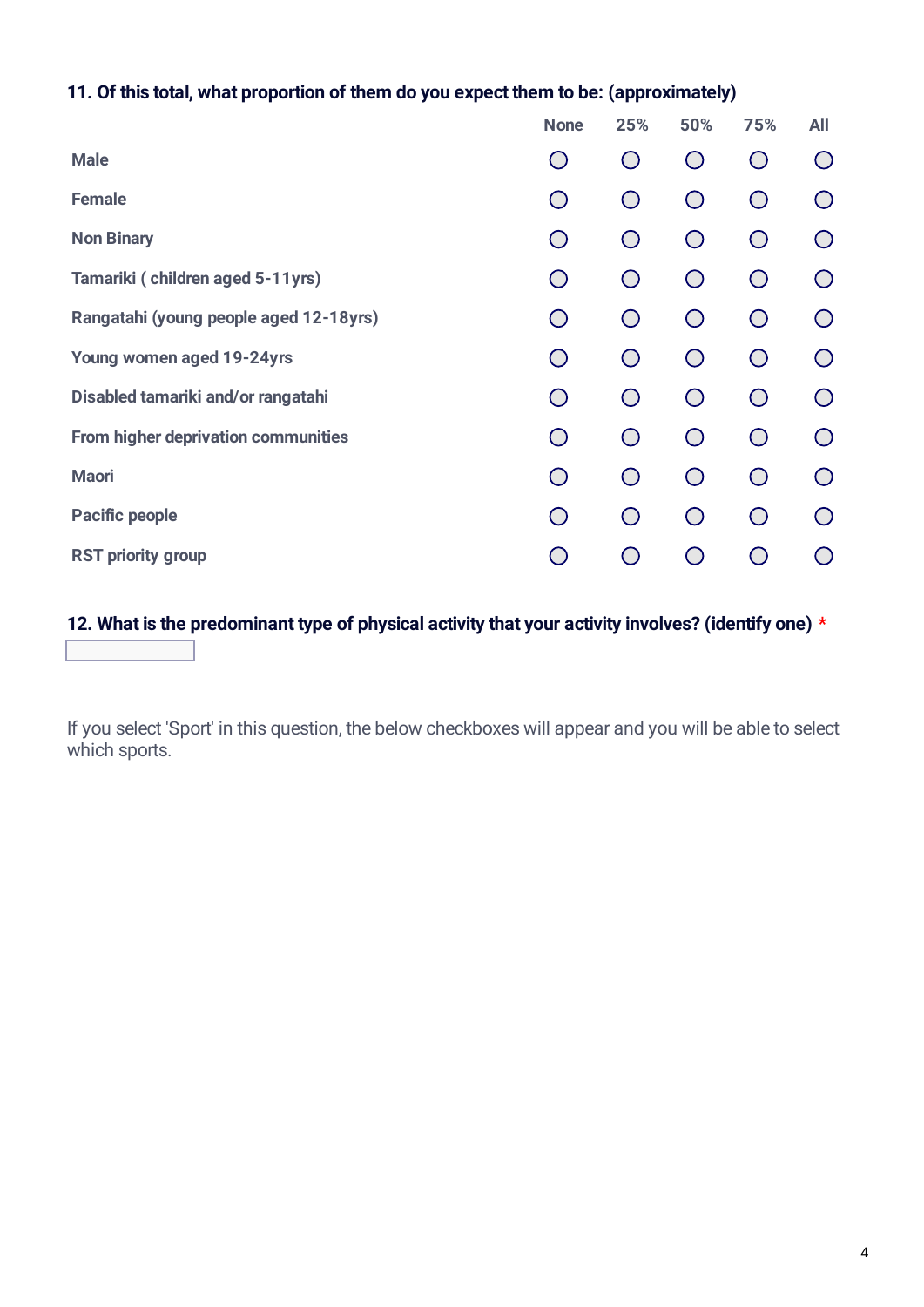**11. Of this total, what proportion of them do you expect them to be: (approximately)**

| | None | 25% | 50% | 75% | All |
|---|---|---|---|---|---|
| Male | ○ | ○ | ○ | ○ | ○ |
| Female | ○ | ○ | ○ | ○ | ○ |
| Non Binary | ○ | ○ | ○ | ○ | ○ |
| Tamariki ( children aged 5-11yrs) | ○ | ○ | ○ | ○ | ○ |
| Rangatahi (young people aged 12-18yrs) | ○ | ○ | ○ | ○ | ○ |
| Young women aged 19-24yrs | ○ | ○ | ○ | ○ | ○ |
| Disabled tamariki and/or rangatahi | ○ | ○ | ○ | ○ | ○ |
| From higher deprivation communities | ○ | ○ | ○ | ○ | ○ |
| Maori | ○ | ○ | ○ | ○ | ○ |
| Pacific people | ○ | ○ | ○ | ○ | ○ |
| RST priority group | ○ | ○ | ○ | ○ | ○ |

**12. What is the predominant type of physical activity that your activity involves? (identify one)** *

If you select 'Sport' in this question, the below checkboxes will appear and you will be able to select which sports.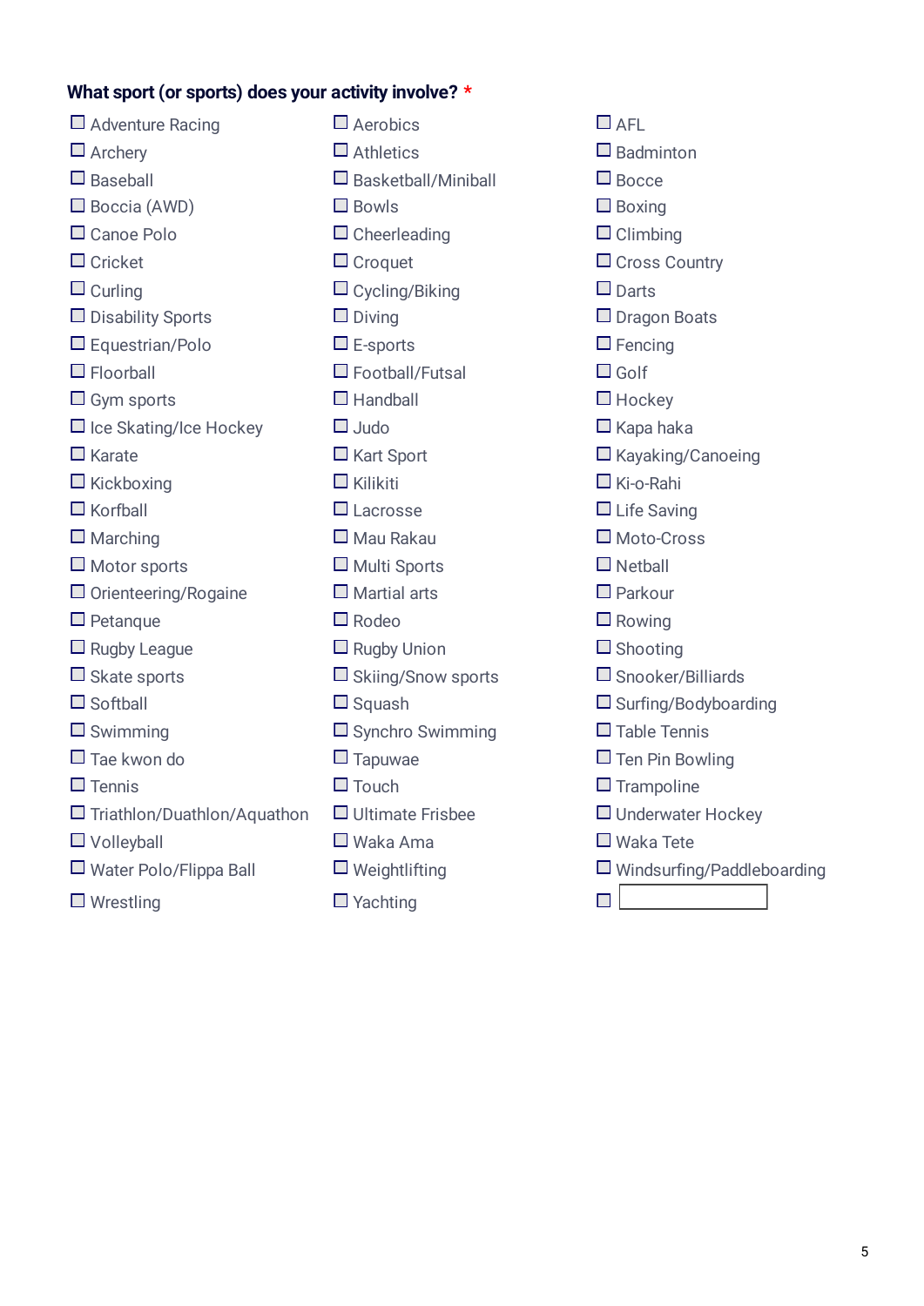**What sport (or sports) does your activity involve?** *

- ☐ Adventure Racing
- ☐ Aerobics
- ☐ AFL
- ☐ Archery
- ☐ Athletics
- ☐ Badminton
- ☐ Baseball
- ☐ Basketball/Miniball
- ☐ Bocce
- ☐ Boccia (AWD)
- ☐ Bowls
- ☐ Boxing
- ☐ Canoe Polo
- ☐ Cheerleading
- ☐ Climbing
- ☐ Cricket
- ☐ Croquet
- ☐ Cross Country
- ☐ Curling
- ☐ Cycling/Biking
- ☐ Darts
- ☐ Disability Sports
- ☐ Diving
- ☐ Dragon Boats
- ☐ Equestrian/Polo
- ☐ E-sports
- ☐ Fencing
- ☐ Floorball
- ☐ Football/Futsal
- ☐ Golf
- ☐ Gym sports
- ☐ Handball
- ☐ Hockey
- ☐ Ice Skating/Ice Hockey
- ☐ Judo
- ☐ Kapa haka
- ☐ Karate
- ☐ Kart Sport
- ☐ Kayaking/Canoeing
- ☐ Kickboxing
- ☐ Kilikiti
- ☐ Ki-o-Rahi
- ☐ Korfball
- ☐ Lacrosse
- ☐ Life Saving
- ☐ Marching
- ☐ Mau Rakau
- ☐ Moto-Cross
- ☐ Motor sports
- ☐ Multi Sports
- ☐ Netball
- ☐ Orienteering/Rogaine
- ☐ Martial arts
- ☐ Parkour
- ☐ Petanque
- ☐ Rodeo
- ☐ Rowing
- ☐ Rugby League
- ☐ Rugby Union
- ☐ Shooting
- ☐ Skate sports
- ☐ Skiing/Snow sports
- ☐ Snooker/Billiards
- ☐ Softball
- ☐ Squash
- ☐ Surfing/Bodyboarding
- ☐ Swimming
- ☐ Synchro Swimming
- ☐ Table Tennis
- ☐ Tae kwon do
- ☐ Tapuwae
- ☐ Ten Pin Bowling
- ☐ Tennis
- ☐ Touch
- ☐ Trampoline
- ☐ Triathlon/Duathlon/Aquathon
- ☐ Ultimate Frisbee
- ☐ Underwater Hockey
- ☐ Volleyball
- ☐ Waka Ama
- ☐ Waka Tete
- ☐ Water Polo/Flippa Ball
- ☐ Weightlifting
- ☐ Windsurfing/Paddleboarding
- ☐ Wrestling
- ☐ Yachting
- ☐ ____________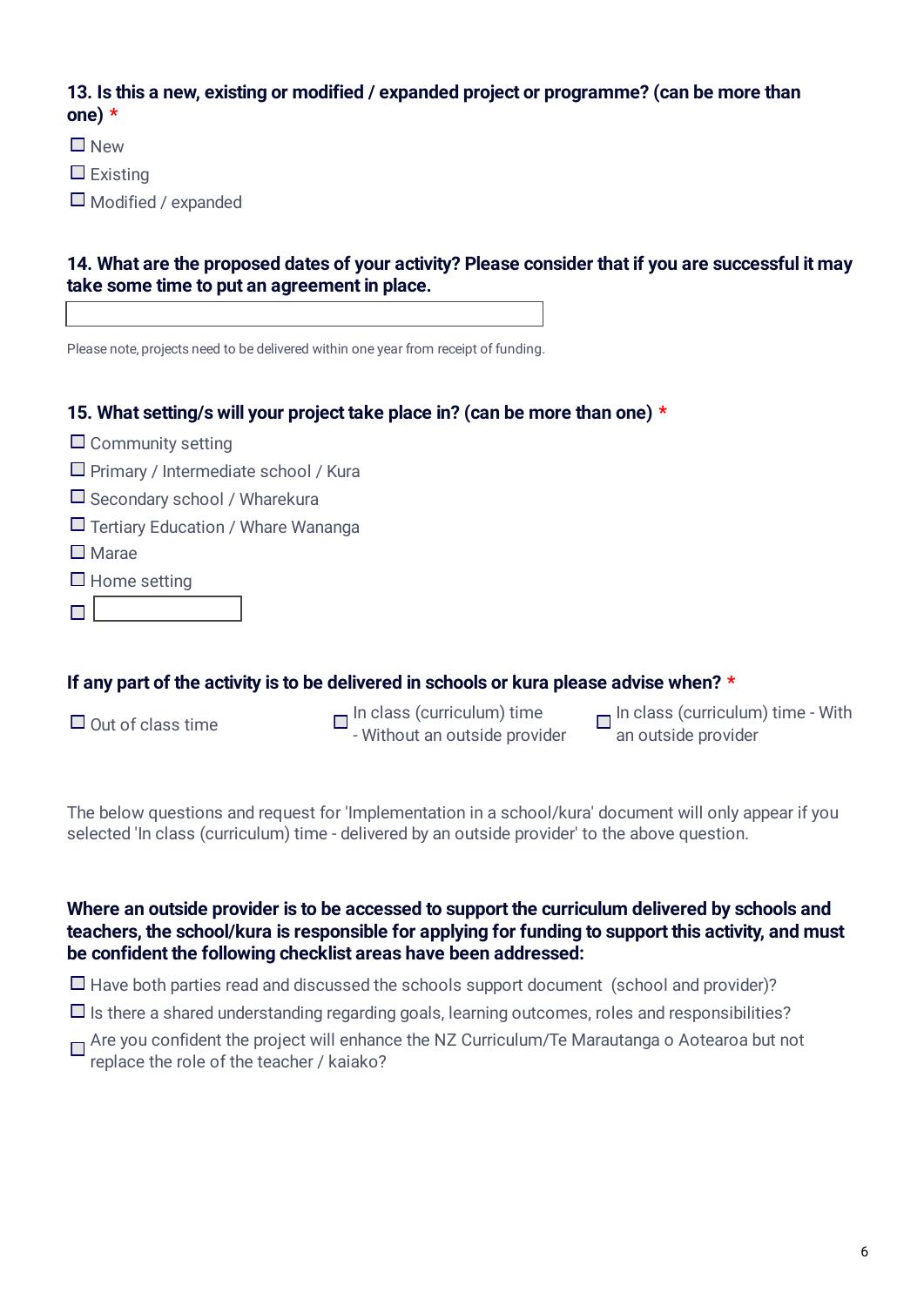**13. Is this a new, existing or modified / expanded project or programme? (can be more than one) \***

- ☐ New
- ☐ Existing
- ☐ Modified / expanded

**14. What are the proposed dates of your activity? Please consider that if you are successful it may take some time to put an agreement in place.**

_______________

Please note, projects need to be delivered within one year from receipt of funding.

**15. What setting/s will your project take place in? (can be more than one) \***

- ☐ Community setting
- ☐ Primary / Intermediate school / Kura
- ☐ Secondary school / Wharekura
- ☐ Tertiary Education / Whare Wananga
- ☐ Marae
- ☐ Home setting
- ☐ _______________

**If any part of the activity is to be delivered in schools or kura please advise when? \***

- ☐ Out of class time
- ☐ In class (curriculum) time - Without an outside provider
- ☐ In class (curriculum) time - With an outside provider

The below questions and request for 'Implementation in a school/kura' document will only appear if you selected 'In class (curriculum) time - delivered by an outside provider' to the above question.

**Where an outside provider is to be accessed to support the curriculum delivered by schools and teachers, the school/kura is responsible for applying for funding to support this activity, and must be confident the following checklist areas have been addressed:**

- ☐ Have both parties read and discussed the schools support document (school and provider)?
- ☐ Is there a shared understanding regarding goals, learning outcomes, roles and responsibilities?
- ☐ Are you confident the project will enhance the NZ Curriculum/Te Marautanga o Aotearoa but not replace the role of the teacher / kaiako?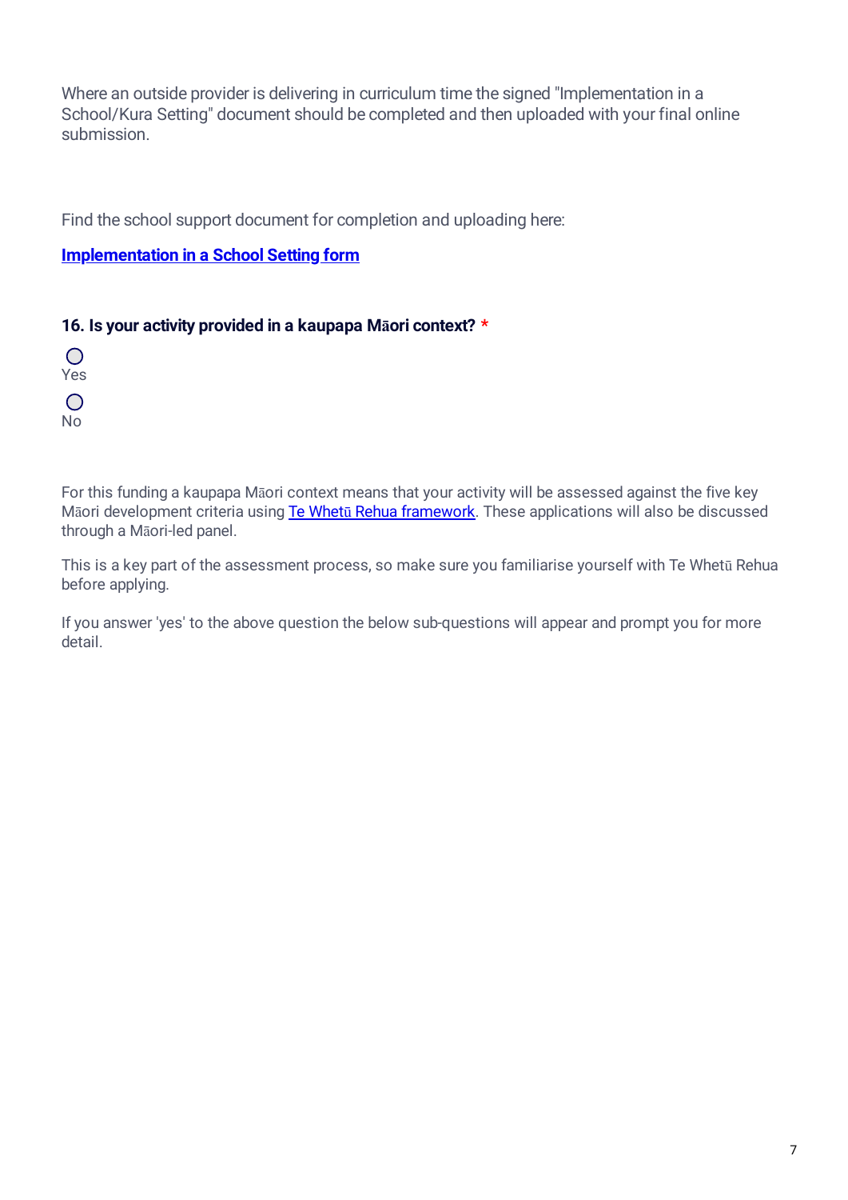Where an outside provider is delivering in curriculum time the signed "Implementation in a School/Kura Setting" document should be completed and then uploaded with your final online submission.

Find the school support document for completion and uploading here:

**Implementation in a School Setting form**

**16. Is your activity provided in a kaupapa Māori context? \***

◯ Yes

◯ No

For this funding a kaupapa Māori context means that your activity will be assessed against the five key Māori development criteria using Te Whetū Rehua framework. These applications will also be discussed through a Māori-led panel.

This is a key part of the assessment process, so make sure you familiarise yourself with Te Whetū Rehua before applying.

If you answer 'yes' to the above question the below sub-questions will appear and prompt you for more detail.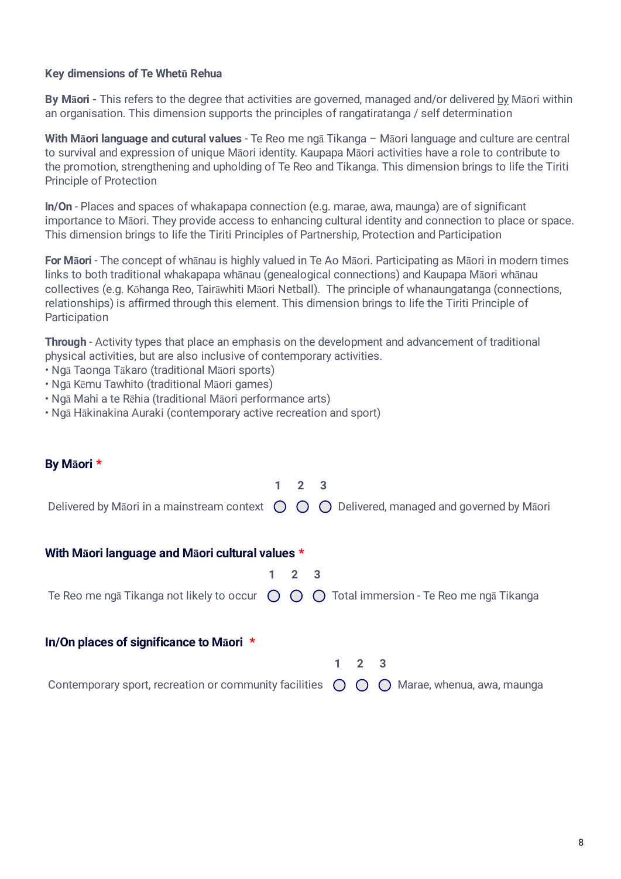**Key dimensions of Te Whetū Rehua**

**By Māori -** This refers to the degree that activities are governed, managed and/or delivered by Māori within an organisation. This dimension supports the principles of rangatiratanga / self determination

**With Māori language and cutural values** - Te Reo me ngā Tikanga – Māori language and culture are central to survival and expression of unique Māori identity. Kaupapa Māori activities have a role to contribute to the promotion, strengthening and upholding of Te Reo and Tikanga. This dimension brings to life the Tiriti Principle of Protection

**In/On** - Places and spaces of whakapapa connection (e.g. marae, awa, maunga) are of significant importance to Māori. They provide access to enhancing cultural identity and connection to place or space. This dimension brings to life the Tiriti Principles of Partnership, Protection and Participation

**For Māori** - The concept of whānau is highly valued in Te Ao Māori. Participating as Māori in modern times links to both traditional whakapapa whānau (genealogical connections) and Kaupapa Māori whānau collectives (e.g. Kōhanga Reo, Tairāwhiti Māori Netball). The principle of whanaungatanga (connections, relationships) is affirmed through this element. This dimension brings to life the Tiriti Principle of Participation

**Through** - Activity types that place an emphasis on the development and advancement of traditional physical activities, but are also inclusive of contemporary activities.

- Ngā Taonga Tākaro (traditional Māori sports)
- Ngā Kēmu Tawhito (traditional Māori games)
- Ngā Mahi a te Rēhia (traditional Māori performance arts)
- Ngā Hākinakina Auraki (contemporary active recreation and sport)

**By Māori** *

| | 1 | 2 | 3 | |
|---|---|---|---|---|
| Delivered by Māori in a mainstream context | ○ | ○ | ○ | Delivered, managed and governed by Māori |

**With Māori language and Māori cultural values** *

| | 1 | 2 | 3 | |
|---|---|---|---|---|
| Te Reo me ngā Tikanga not likely to occur | ○ | ○ | ○ | Total immersion - Te Reo me ngā Tikanga |

**In/On places of significance to Māori** *

| | 1 | 2 | 3 | |
|---|---|---|---|---|
| Contemporary sport, recreation or community facilities | ○ | ○ | ○ | Marae, whenua, awa, maunga |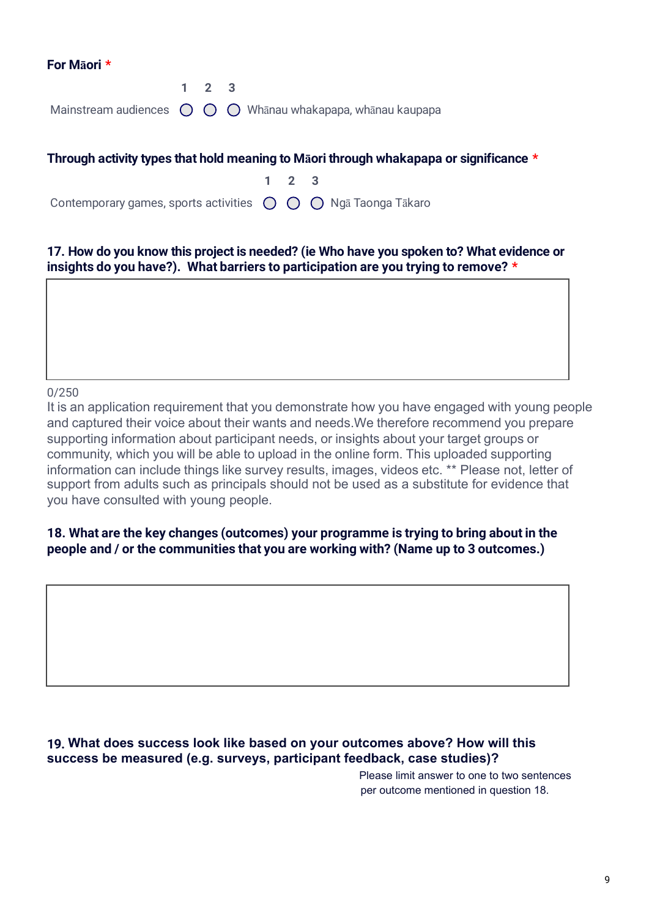**For Māori** *

| | 1 | 2 | 3 | |
|---|---|---|---|---|
| Mainstream audiences | ◯ | ◯ | ◯ | Whānau whakapapa, whānau kaupapa |

**Through activity types that hold meaning to Māori through whakapapa or significance** *

| | 1 | 2 | 3 | |
|---|---|---|---|---|
| Contemporary games, sports activities | ◯ | ◯ | ◯ | Ngā Taonga Tākaro |

**17. How do you know this project is needed? (ie Who have you spoken to? What evidence or insights do you have?). What barriers to participation are you trying to remove?** *

0/250

It is an application requirement that you demonstrate how you have engaged with young people and captured their voice about their wants and needs.We therefore recommend you prepare supporting information about participant needs, or insights about your target groups or community, which you will be able to upload in the online form. This uploaded supporting information can include things like survey results, images, videos etc. ** Please not, letter of support from adults such as principals should not be used as a substitute for evidence that you have consulted with young people.

**18. What are the key changes (outcomes) your programme is trying to bring about in the people and / or the communities that you are working with? (Name up to 3 outcomes.)**

**19. What does success look like based on your outcomes above? How will this success be measured (e.g. surveys, participant feedback, case studies)?**

Please limit answer to one to two sentences per outcome mentioned in question 18.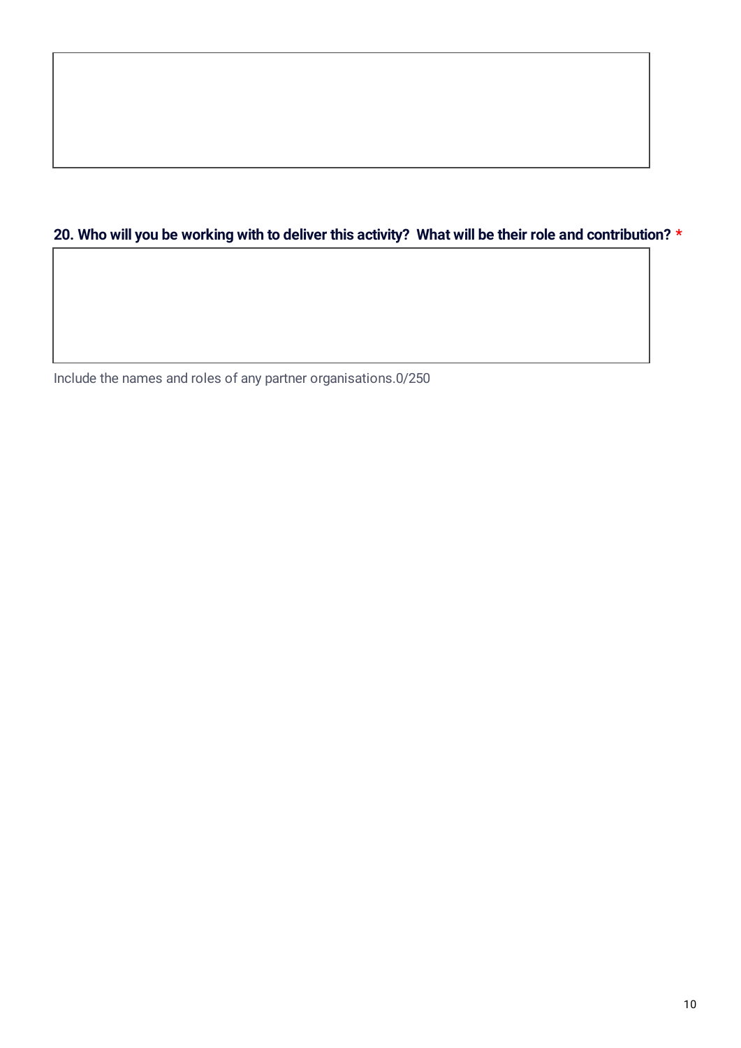**20. Who will you be working with to deliver this activity? What will be their role and contribution? ***

Include the names and roles of any partner organisations.0/250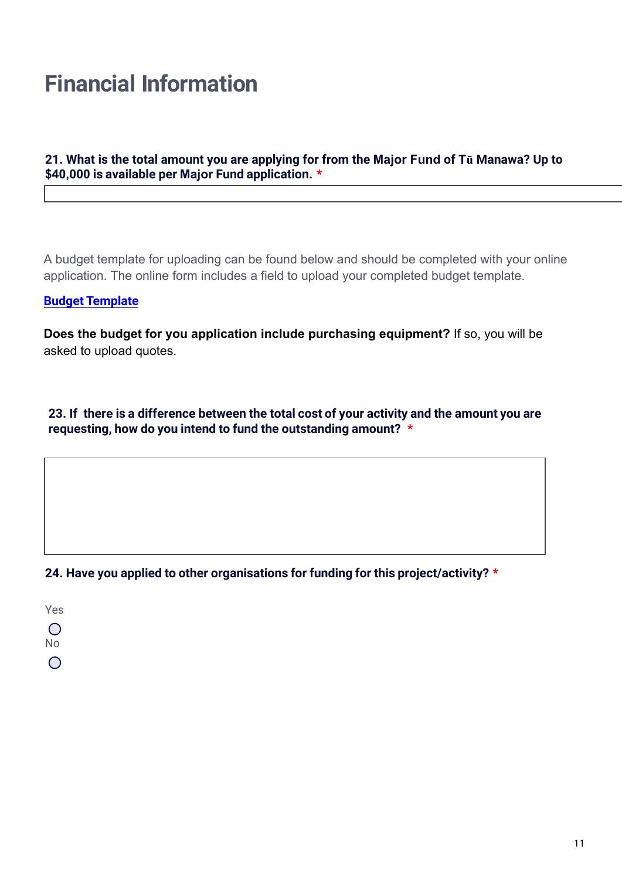# Financial Information

**21. What is the total amount you are applying for from the Major Fund of Tū Manawa? Up to $40,000 is available per Major Fund application.** *

A budget template for uploading can be found below and should be completed with your online application. The online form includes a field to upload your completed budget template.

**Budget Template**

**Does the budget for you application include purchasing equipment?** If so, you will be asked to upload quotes.

**23. If there is a difference between the total cost of your activity and the amount you are requesting, how do you intend to fund the outstanding amount?** *

**24. Have you applied to other organisations for funding for this project/activity?** *

- Yes
- No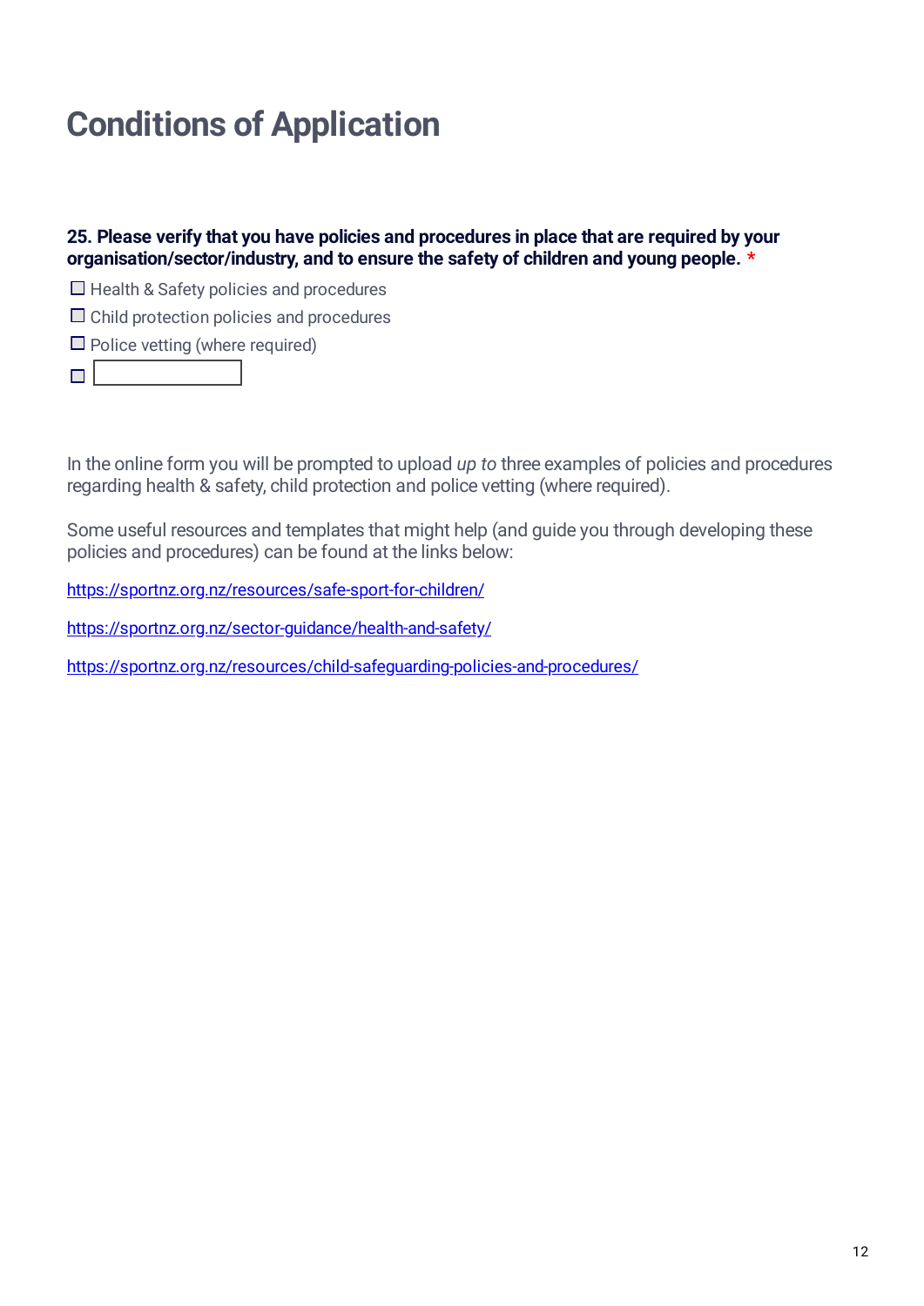# Conditions of Application

**25. Please verify that you have policies and procedures in place that are required by your organisation/sector/industry, and to ensure the safety of children and young people. ***

- [ ] Health & Safety policies and procedures
- [ ] Child protection policies and procedures
- [ ] Police vetting (where required)
- [ ] ____________

In the online form you will be prompted to upload *up to* three examples of policies and procedures regarding health & safety, child protection and police vetting (where required).

Some useful resources and templates that might help (and guide you through developing these policies and procedures) can be found at the links below:

https://sportnz.org.nz/resources/safe-sport-for-children/

https://sportnz.org.nz/sector-guidance/health-and-safety/

https://sportnz.org.nz/resources/child-safeguarding-policies-and-procedures/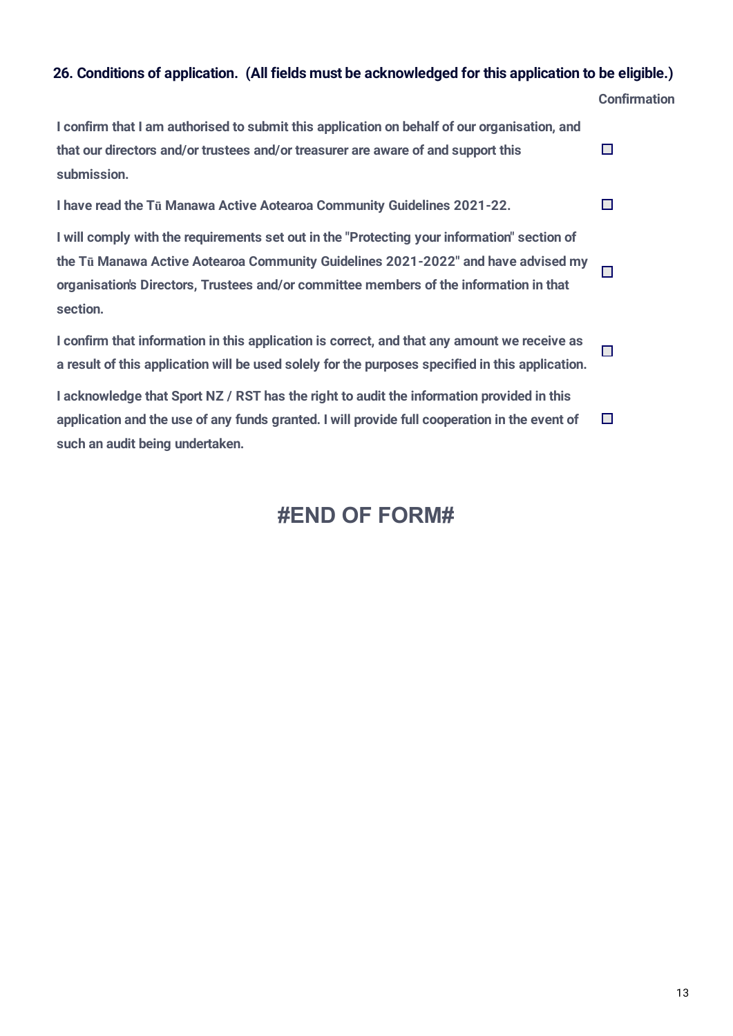## 26. Conditions of application. (All fields must be acknowledged for this application to be eligible.)

| | Confirmation |
|---|---|
| **I confirm that I am authorised to submit this application on behalf of our organisation, and that our directors and/or trustees and/or treasurer are aware of and support this submission.** | ☐ |
| **I have read the Tū Manawa Active Aotearoa Community Guidelines 2021-22.** | ☐ |
| **I will comply with the requirements set out in the "Protecting your information" section of the Tū Manawa Active Aotearoa Community Guidelines 2021-2022" and have advised my organisation's Directors, Trustees and/or committee members of the information in that section.** | ☐ |
| **I confirm that information in this application is correct, and that any amount we receive as a result of this application will be used solely for the purposes specified in this application.** | ☐ |
| **I acknowledge that Sport NZ / RST has the right to audit the information provided in this application and the use of any funds granted. I will provide full cooperation in the event of such an audit being undertaken.** | ☐ |

# #END OF FORM#